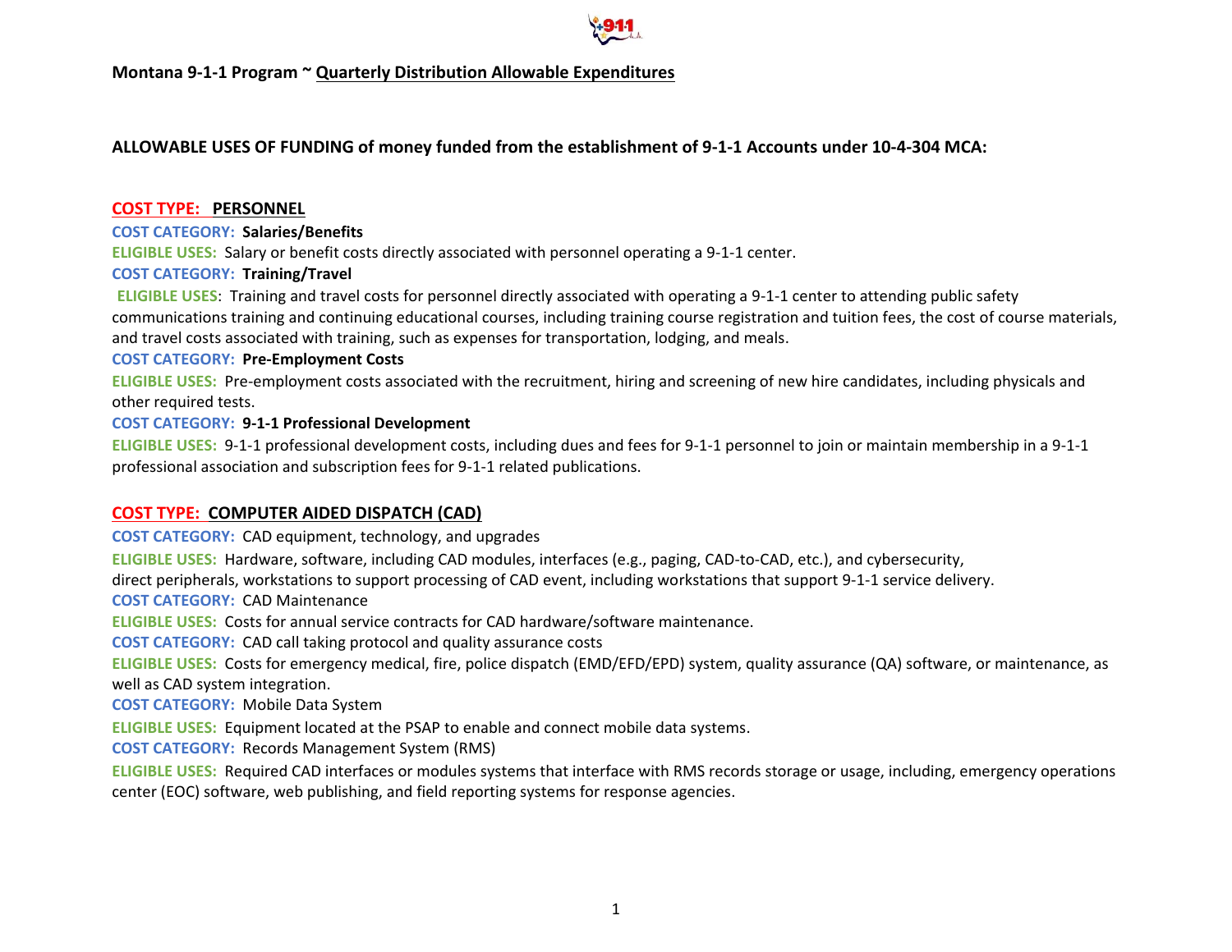**Montana 9-1-1 Program ~ Quarterly Distribution Allowable Expenditures**

**ALLOWABLE USES OF FUNDING of money funded from the establishment of 9-1-1 Accounts under 10-4-304 MCA:**

## COST TYPE: PERSONNEL

**COST CATEGORY: Salaries/Benefits**

**ELIGIBLE USES:** Salary or benefit costs directly associated with personnel operating a 9-1-1 center.

**COST CATEGORY: Training/Travel**

**ELIGIBLE USES**: Training and travel costs for personnel directly associated with operating a 9-1-1 center to attending public safety communications training and continuing educational courses, including training course registration and tuition fees, the cost of course materials, and travel costs associated with training, such as expenses for transportation, lodging, and meals.

**COST CATEGORY: Pre-Employment Costs**

**ELIGIBLE USES:** Pre-employment costs associated with the recruitment, hiring and screening of new hire candidates, including physicals and other required tests.

**COST CATEGORY: 9-1-1 Professional Development**

**ELIGIBLE USES:** 9-1-1 professional development costs, including dues and fees for 9-1-1 personnel to join or maintain membership in a 9-1-1 professional association and subscription fees for 9-1-1 related publications.

## COST TYPE: COMPUTER AIDED DISPATCH (CAD)

**COST CATEGORY:** CAD equipment, technology, and upgrades

**ELIGIBLE USES:** Hardware, software, including CAD modules, interfaces (e.g., paging, CAD-to-CAD, etc.), and cybersecurity, direct peripherals, workstations to support processing of CAD event, including workstations that support 9-1-1 service delivery.

**COST CATEGORY:** CAD Maintenance

**ELIGIBLE USES:** Costs for annual service contracts for CAD hardware/software maintenance.

**COST CATEGORY:** CAD call taking protocol and quality assurance costs

**ELIGIBLE USES:** Costs for emergency medical, fire, police dispatch (EMD/EFD/EPD) system, quality assurance (QA) software, or maintenance, as well as CAD system integration.

**COST CATEGORY:** Mobile Data System

**ELIGIBLE USES:** Equipment located at the PSAP to enable and connect mobile data systems.

**COST CATEGORY:** Records Management System (RMS)

**ELIGIBLE USES:** Required CAD interfaces or modules systems that interface with RMS records storage or usage, including, emergency operations center (EOC) software, web publishing, and field reporting systems for response agencies.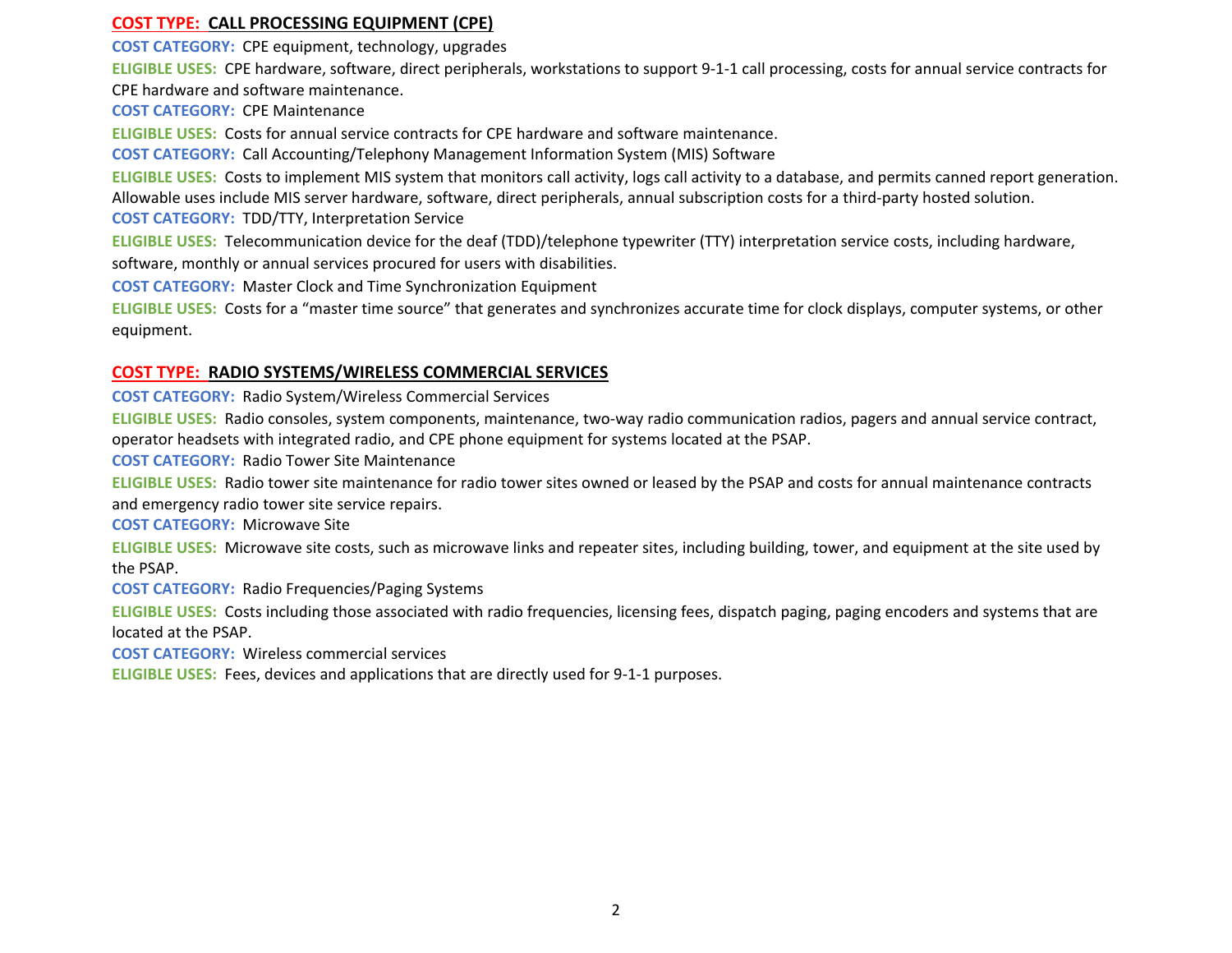## COST TYPE: CALL PROCESSING EQUIPMENT (CPE)

**COST CATEGORY:** CPE equipment, technology, upgrades

**ELIGIBLE USES:** CPE hardware, software, direct peripherals, workstations to support 9-1-1 call processing, costs for annual service contracts for CPE hardware and software maintenance.

**COST CATEGORY:** CPE Maintenance

**ELIGIBLE USES:** Costs for annual service contracts for CPE hardware and software maintenance.

**COST CATEGORY:** Call Accounting/Telephony Management Information System (MIS) Software

**ELIGIBLE USES:** Costs to implement MIS system that monitors call activity, logs call activity to a database, and permits canned report generation. Allowable uses include MIS server hardware, software, direct peripherals, annual subscription costs for a third-party hosted solution.

**COST CATEGORY:** TDD/TTY, Interpretation Service

**ELIGIBLE USES:** Telecommunication device for the deaf (TDD)/telephone typewriter (TTY) interpretation service costs, including hardware, software, monthly or annual services procured for users with disabilities.

**COST CATEGORY:** Master Clock and Time Synchronization Equipment

**ELIGIBLE USES:** Costs for a "master time source" that generates and synchronizes accurate time for clock displays, computer systems, or other equipment.

## COST TYPE: RADIO SYSTEMS/WIRELESS COMMERCIAL SERVICES

**COST CATEGORY:** Radio System/Wireless Commercial Services

**ELIGIBLE USES:** Radio consoles, system components, maintenance, two-way radio communication radios, pagers and annual service contract, operator headsets with integrated radio, and CPE phone equipment for systems located at the PSAP.

**COST CATEGORY:** Radio Tower Site Maintenance

**ELIGIBLE USES:** Radio tower site maintenance for radio tower sites owned or leased by the PSAP and costs for annual maintenance contracts and emergency radio tower site service repairs.

**COST CATEGORY:** Microwave Site

**ELIGIBLE USES:** Microwave site costs, such as microwave links and repeater sites, including building, tower, and equipment at the site used by the PSAP.

**COST CATEGORY:** Radio Frequencies/Paging Systems

**ELIGIBLE USES:** Costs including those associated with radio frequencies, licensing fees, dispatch paging, paging encoders and systems that are located at the PSAP.

**COST CATEGORY:** Wireless commercial services

**ELIGIBLE USES:** Fees, devices and applications that are directly used for 9-1-1 purposes.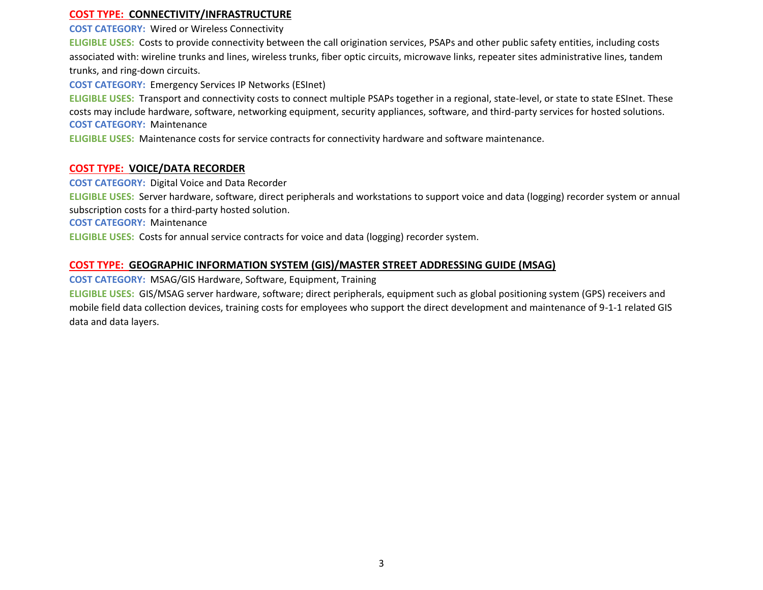**COST TYPE: CONNECTIVITY/INFRASTRUCTURE**

**COST CATEGORY:** Wired or Wireless Connectivity

**ELIGIBLE USES:** Costs to provide connectivity between the call origination services, PSAPs and other public safety entities, including costs associated with: wireline trunks and lines, wireless trunks, fiber optic circuits, microwave links, repeater sites administrative lines, tandem trunks, and ring-down circuits.

**COST CATEGORY:** Emergency Services IP Networks (ESInet)

**ELIGIBLE USES:** Transport and connectivity costs to connect multiple PSAPs together in a regional, state-level, or state to state ESInet. These costs may include hardware, software, networking equipment, security appliances, software, and third-party services for hosted solutions.

**COST CATEGORY:** Maintenance

**ELIGIBLE USES:** Maintenance costs for service contracts for connectivity hardware and software maintenance.

**COST TYPE: VOICE/DATA RECORDER**

**COST CATEGORY:** Digital Voice and Data Recorder

**ELIGIBLE USES:** Server hardware, software, direct peripherals and workstations to support voice and data (logging) recorder system or annual subscription costs for a third-party hosted solution.

**COST CATEGORY:** Maintenance

**ELIGIBLE USES:** Costs for annual service contracts for voice and data (logging) recorder system.

**COST TYPE: GEOGRAPHIC INFORMATION SYSTEM (GIS)/MASTER STREET ADDRESSING GUIDE (MSAG)**

**COST CATEGORY:** MSAG/GIS Hardware, Software, Equipment, Training

**ELIGIBLE USES:** GIS/MSAG server hardware, software; direct peripherals, equipment such as global positioning system (GPS) receivers and mobile field data collection devices, training costs for employees who support the direct development and maintenance of 9-1-1 related GIS data and data layers.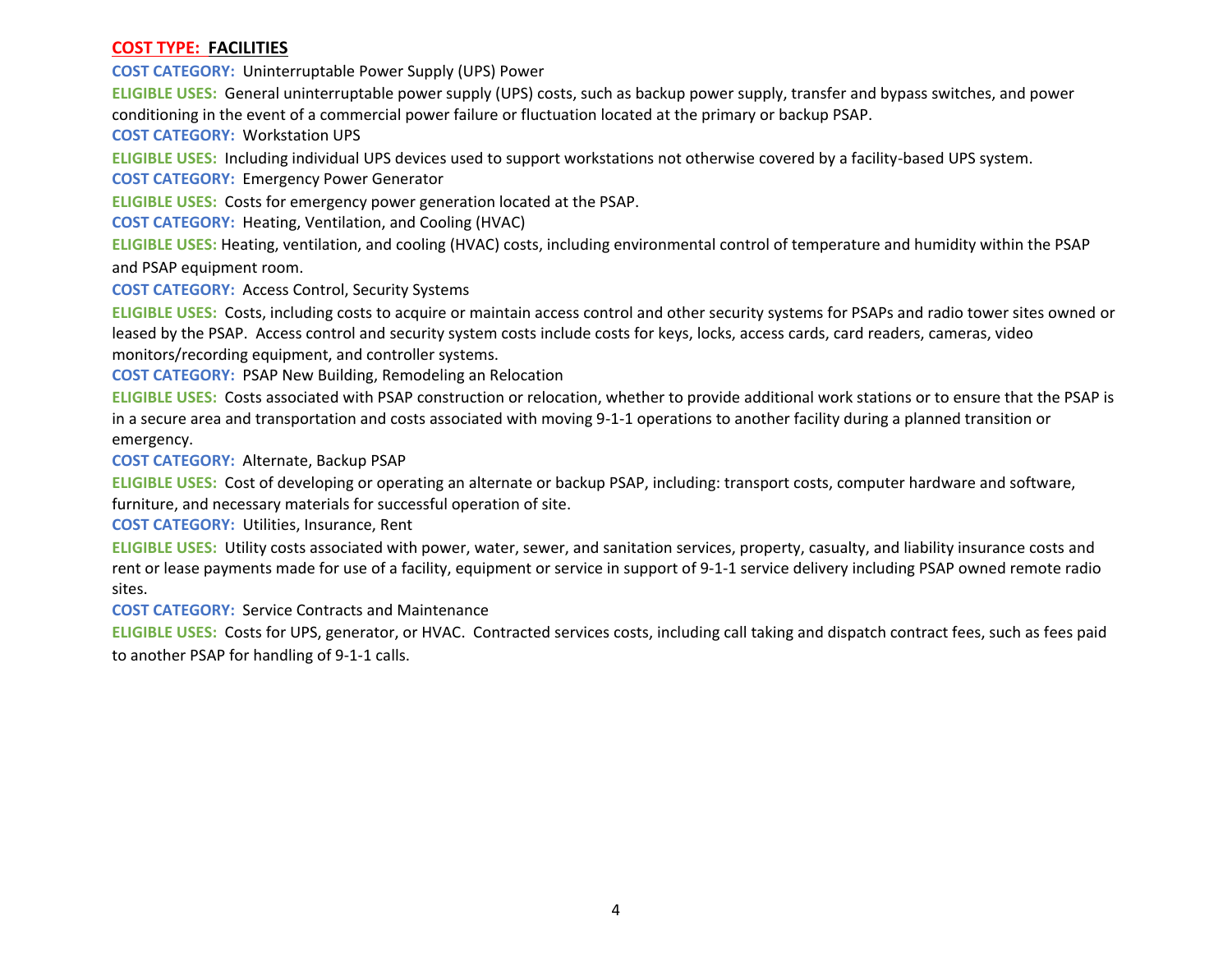## COST TYPE: FACILITIES

**COST CATEGORY:** Uninterruptable Power Supply (UPS) Power

**ELIGIBLE USES:** General uninterruptable power supply (UPS) costs, such as backup power supply, transfer and bypass switches, and power conditioning in the event of a commercial power failure or fluctuation located at the primary or backup PSAP.

**COST CATEGORY:** Workstation UPS

**ELIGIBLE USES:** Including individual UPS devices used to support workstations not otherwise covered by a facility-based UPS system.

**COST CATEGORY:** Emergency Power Generator

**ELIGIBLE USES:** Costs for emergency power generation located at the PSAP.

**COST CATEGORY:** Heating, Ventilation, and Cooling (HVAC)

**ELIGIBLE USES:** Heating, ventilation, and cooling (HVAC) costs, including environmental control of temperature and humidity within the PSAP and PSAP equipment room.

**COST CATEGORY:** Access Control, Security Systems

**ELIGIBLE USES:** Costs, including costs to acquire or maintain access control and other security systems for PSAPs and radio tower sites owned or leased by the PSAP. Access control and security system costs include costs for keys, locks, access cards, card readers, cameras, video monitors/recording equipment, and controller systems.

**COST CATEGORY:** PSAP New Building, Remodeling an Relocation

**ELIGIBLE USES:** Costs associated with PSAP construction or relocation, whether to provide additional work stations or to ensure that the PSAP is in a secure area and transportation and costs associated with moving 9-1-1 operations to another facility during a planned transition or emergency.

**COST CATEGORY:** Alternate, Backup PSAP

**ELIGIBLE USES:** Cost of developing or operating an alternate or backup PSAP, including: transport costs, computer hardware and software, furniture, and necessary materials for successful operation of site.

**COST CATEGORY:** Utilities, Insurance, Rent

**ELIGIBLE USES:** Utility costs associated with power, water, sewer, and sanitation services, property, casualty, and liability insurance costs and rent or lease payments made for use of a facility, equipment or service in support of 9-1-1 service delivery including PSAP owned remote radio sites.

**COST CATEGORY:** Service Contracts and Maintenance

**ELIGIBLE USES:** Costs for UPS, generator, or HVAC. Contracted services costs, including call taking and dispatch contract fees, such as fees paid to another PSAP for handling of 9-1-1 calls.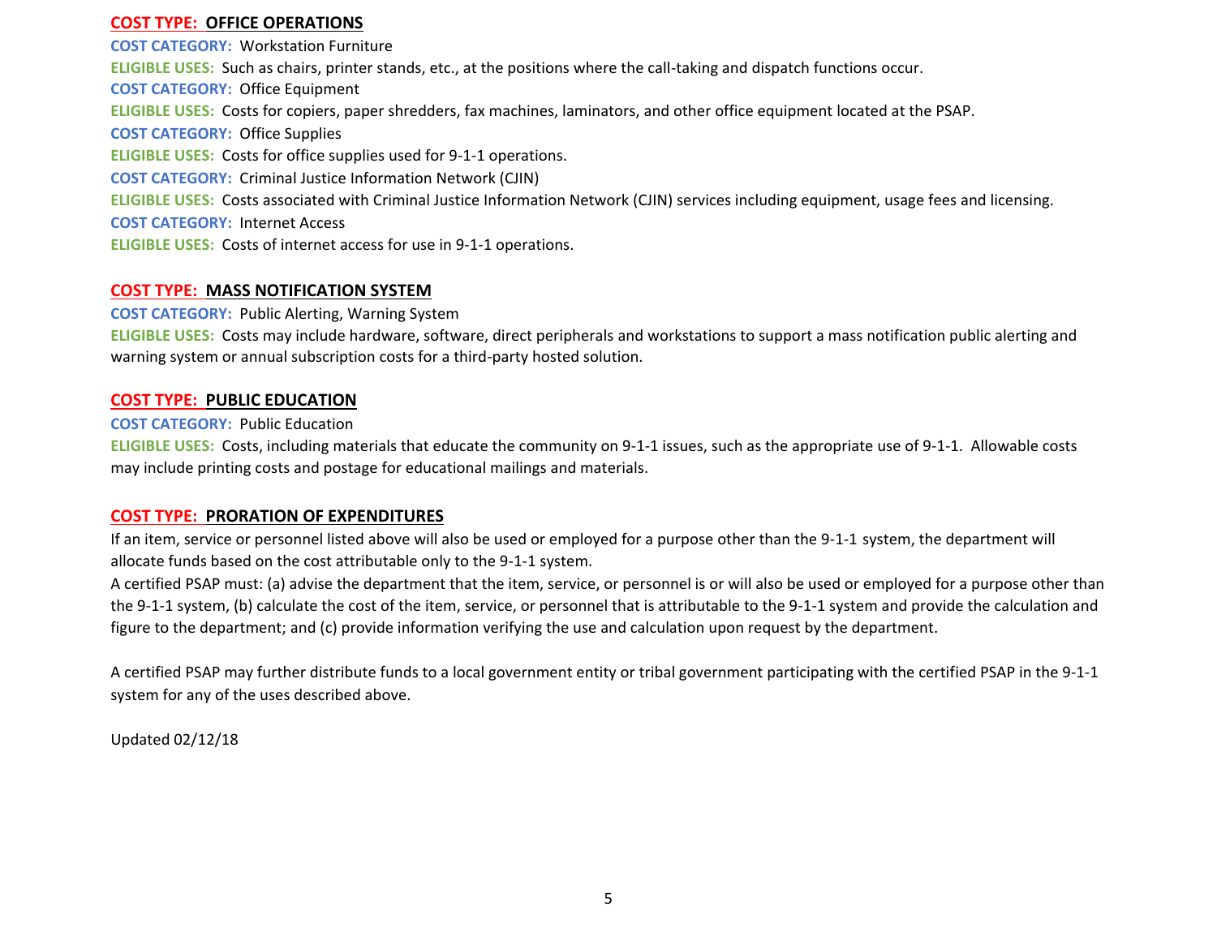**COST TYPE: OFFICE OPERATIONS**

**COST CATEGORY:** Workstation Furniture

**ELIGIBLE USES:** Such as chairs, printer stands, etc., at the positions where the call-taking and dispatch functions occur.

**COST CATEGORY:** Office Equipment

**ELIGIBLE USES:** Costs for copiers, paper shredders, fax machines, laminators, and other office equipment located at the PSAP.

**COST CATEGORY:** Office Supplies

**ELIGIBLE USES:** Costs for office supplies used for 9-1-1 operations.

**COST CATEGORY:** Criminal Justice Information Network (CJIN)

**ELIGIBLE USES:** Costs associated with Criminal Justice Information Network (CJIN) services including equipment, usage fees and licensing.

**COST CATEGORY:** Internet Access

**ELIGIBLE USES:** Costs of internet access for use in 9-1-1 operations.

**COST TYPE: MASS NOTIFICATION SYSTEM**

**COST CATEGORY:** Public Alerting, Warning System

**ELIGIBLE USES:** Costs may include hardware, software, direct peripherals and workstations to support a mass notification public alerting and warning system or annual subscription costs for a third-party hosted solution.

**COST TYPE: PUBLIC EDUCATION**

**COST CATEGORY:** Public Education

**ELIGIBLE USES:** Costs, including materials that educate the community on 9-1-1 issues, such as the appropriate use of 9-1-1. Allowable costs may include printing costs and postage for educational mailings and materials.

**COST TYPE: PRORATION OF EXPENDITURES**

If an item, service or personnel listed above will also be used or employed for a purpose other than the 9-1-1 system, the department will allocate funds based on the cost attributable only to the 9-1-1 system.

A certified PSAP must: (a) advise the department that the item, service, or personnel is or will also be used or employed for a purpose other than the 9-1-1 system, (b) calculate the cost of the item, service, or personnel that is attributable to the 9-1-1 system and provide the calculation and figure to the department; and (c) provide information verifying the use and calculation upon request by the department.

A certified PSAP may further distribute funds to a local government entity or tribal government participating with the certified PSAP in the 9-1-1 system for any of the uses described above.

Updated 02/12/18